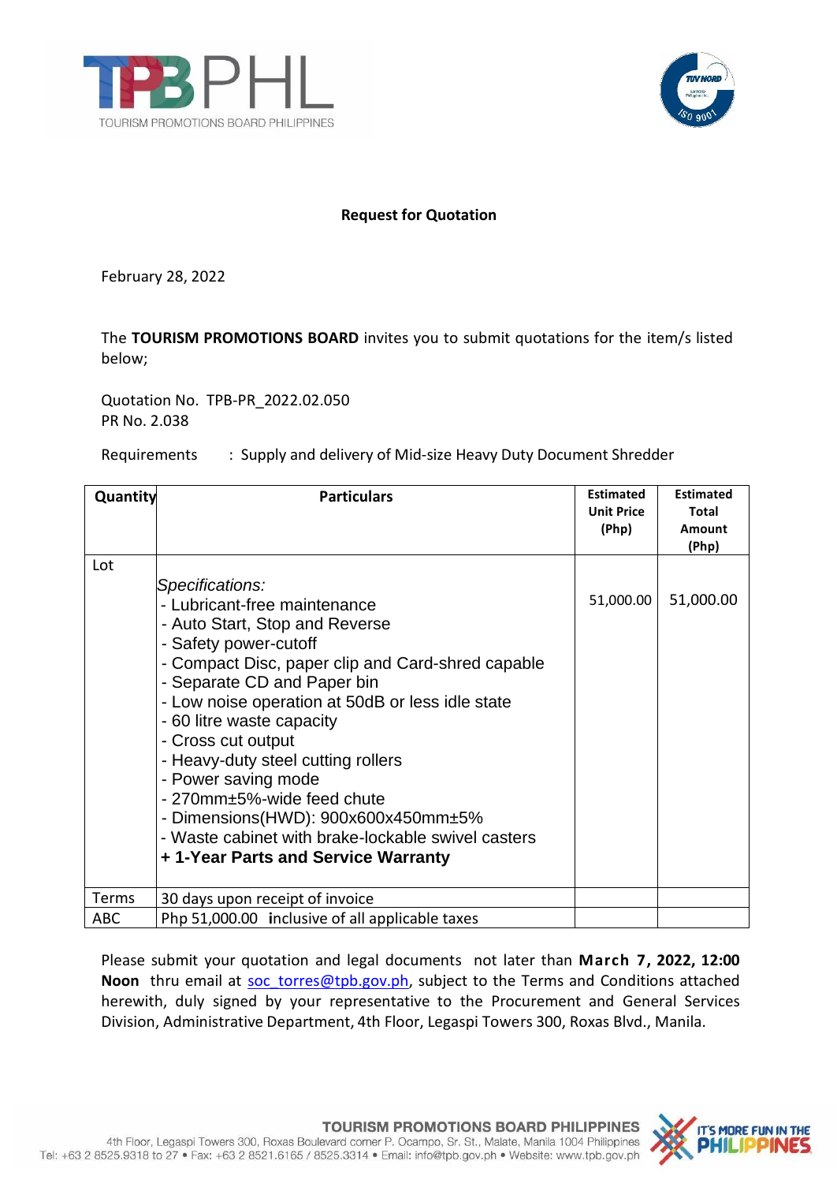TPBPHL
TOURISM PROMOTIONS BOARD PHILIPPINES

## Request for Quotation

February 28, 2022

The **TOURISM PROMOTIONS BOARD** invites you to submit quotations for the item/s listed below;

Quotation No. TPB-PR_2022.02.050
PR No. 2.038

Requirements : Supply and delivery of Mid-size Heavy Duty Document Shredder

| Quantity | Particulars | Estimated Unit Price (Php) | Estimated Total Amount (Php) |
|---|---|---|---|
| Lot | *Specifications:*<br>- Lubricant-free maintenance<br>- Auto Start, Stop and Reverse<br>- Safety power-cutoff<br>- Compact Disc, paper clip and Card-shred capable<br>- Separate CD and Paper bin<br>- Low noise operation at 50dB or less idle state<br>- 60 litre waste capacity<br>- Cross cut output<br>- Heavy-duty steel cutting rollers<br>- Power saving mode<br>- 270mm±5%-wide feed chute<br>- Dimensions(HWD): 900x600x450mm±5%<br>- Waste cabinet with brake-lockable swivel casters<br>**+ 1-Year Parts and Service Warranty** | 51,000.00 | 51,000.00 |
| Terms | 30 days upon receipt of invoice | | |
| ABC | Php 51,000.00 inclusive of all applicable taxes | | |

Please submit your quotation and legal documents not later than **March 7, 2022, 12:00 Noon** thru email at soc_torres@tpb.gov.ph, subject to the Terms and Conditions attached herewith, duly signed by your representative to the Procurement and General Services Division, Administrative Department, 4th Floor, Legaspi Towers 300, Roxas Blvd., Manila.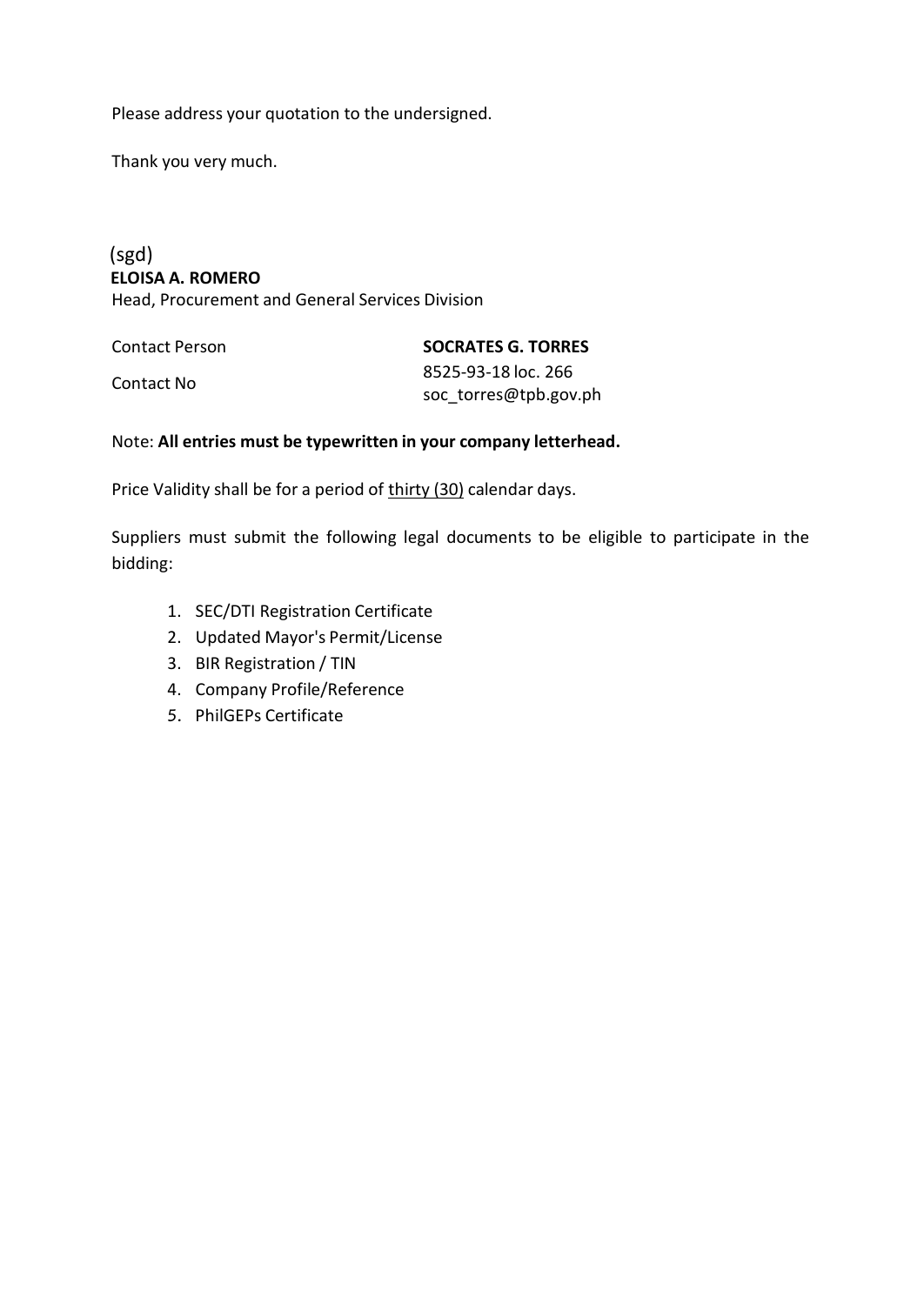Please address your quotation to the undersigned.

Thank you very much.

(sgd)
**ELOISA A. ROMERO**
Head, Procurement and General Services Division

| | |
|---|---|
| Contact Person | **SOCRATES G. TORRES** |
| Contact No | 8525-93-18 loc. 266<br>soc_torres@tpb.gov.ph |

Note: **All entries must be typewritten in your company letterhead.**

Price Validity shall be for a period of thirty (30) calendar days.

Suppliers must submit the following legal documents to be eligible to participate in the bidding:

1. SEC/DTI Registration Certificate
2. Updated Mayor's Permit/License
3. BIR Registration / TIN
4. Company Profile/Reference
5. PhilGEPs Certificate